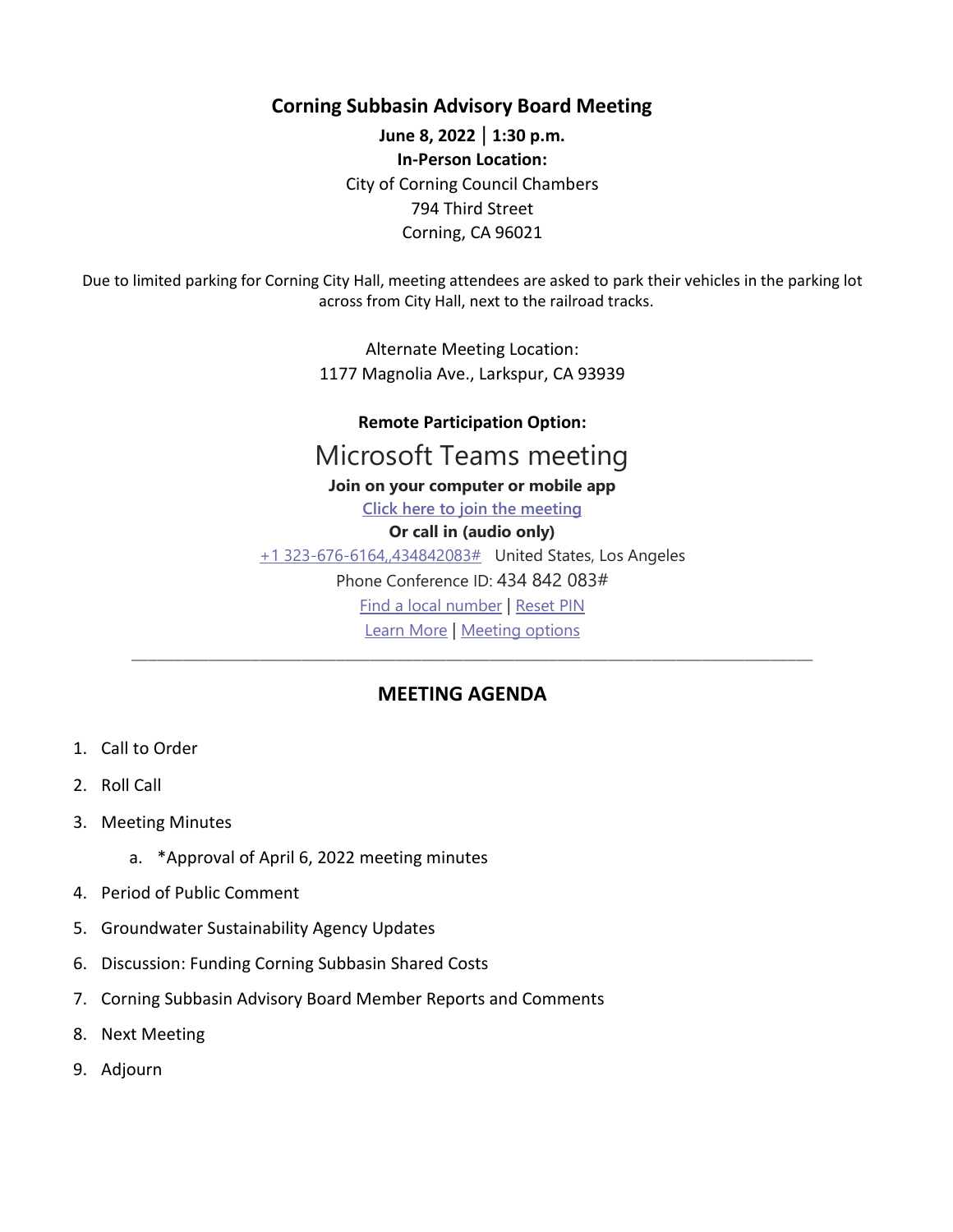# Corning Subbasin Advisory Board Meeting

**June 8, 2022 | 1:30 p.m.**

**In-Person Location:**

City of Corning Council Chambers
794 Third Street
Corning, CA 96021

Due to limited parking for Corning City Hall, meeting attendees are asked to park their vehicles in the parking lot across from City Hall, next to the railroad tracks.

Alternate Meeting Location:
1177 Magnolia Ave., Larkspur, CA 93939

**Remote Participation Option:**

Microsoft Teams meeting

**Join on your computer or mobile app**

Click here to join the meeting

**Or call in (audio only)**

+1 323-676-6164,,434842083# United States, Los Angeles

Phone Conference ID: 434 842 083#

Find a local number | Reset PIN

Learn More | Meeting options

---

## MEETING AGENDA

1. Call to Order
2. Roll Call
3. Meeting Minutes
   a. *Approval of April 6, 2022 meeting minutes
4. Period of Public Comment
5. Groundwater Sustainability Agency Updates
6. Discussion: Funding Corning Subbasin Shared Costs
7. Corning Subbasin Advisory Board Member Reports and Comments
8. Next Meeting
9. Adjourn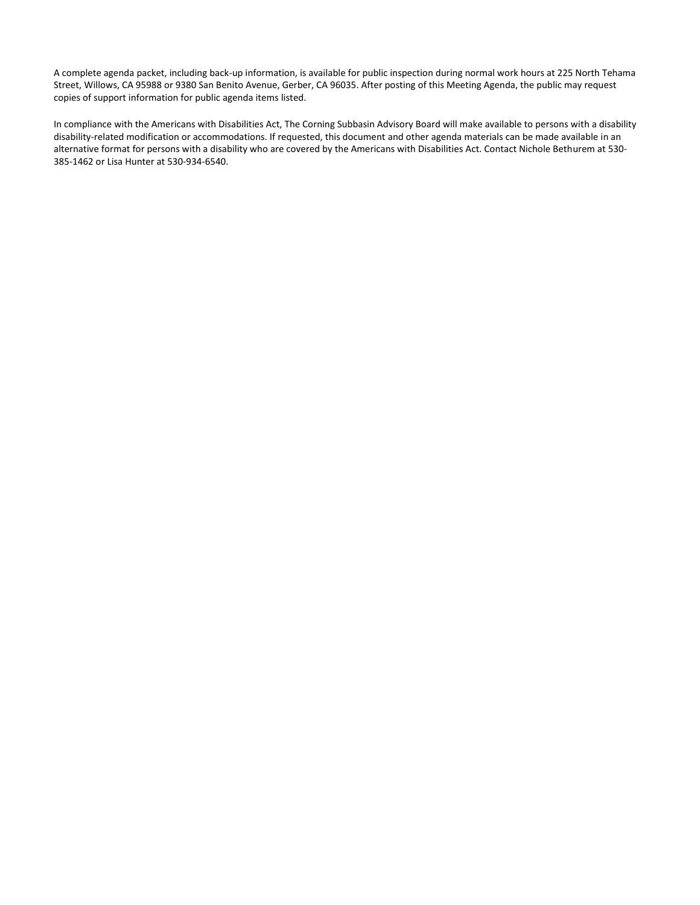A complete agenda packet, including back-up information, is available for public inspection during normal work hours at 225 North Tehama Street, Willows, CA 95988 or 9380 San Benito Avenue, Gerber, CA 96035. After posting of this Meeting Agenda, the public may request copies of support information for public agenda items listed.

In compliance with the Americans with Disabilities Act, The Corning Subbasin Advisory Board will make available to persons with a disability disability-related modification or accommodations. If requested, this document and other agenda materials can be made available in an alternative format for persons with a disability who are covered by the Americans with Disabilities Act. Contact Nichole Bethurem at 530-385-1462 or Lisa Hunter at 530-934-6540.